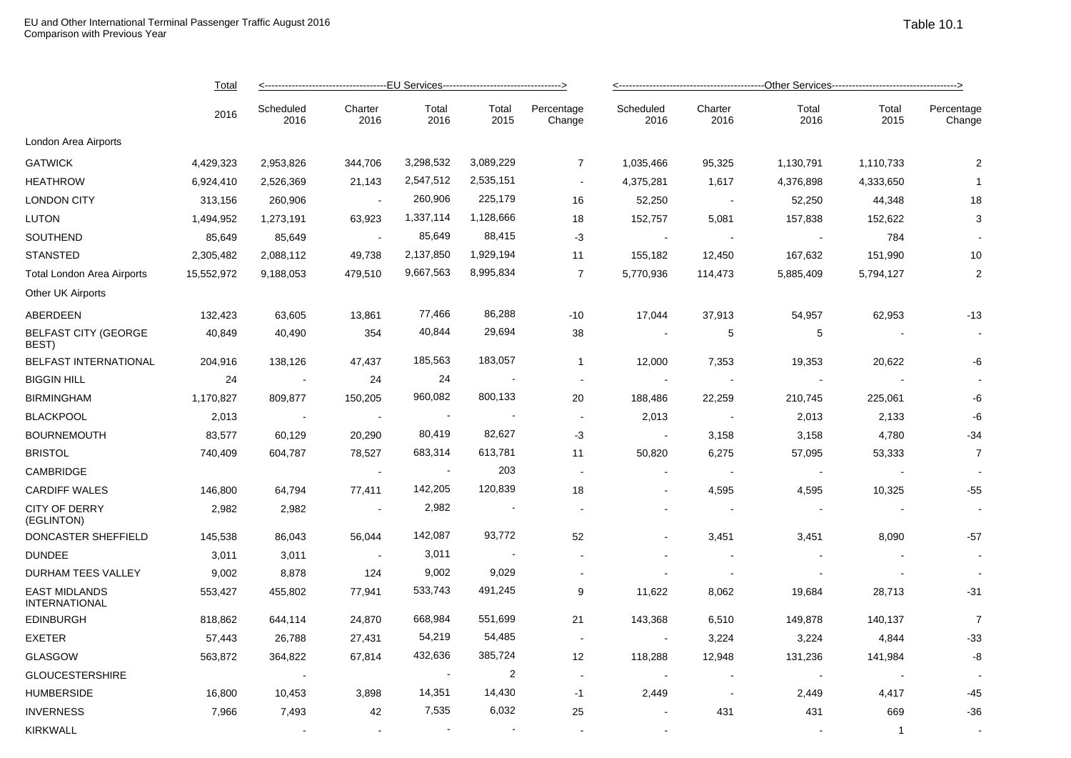EU and Other International Terminal Passenger Traffic August 2016
Comparison with Previous Year

Table 10.1

| | Total | <---EU Services---> | | | | | <---Other Services---> | | | | |
|---|---|---|---|---|---|---|---|---|---|---|---|
| | 2016 | Scheduled 2016 | Charter 2016 | Total 2016 | Total 2015 | Percentage Change | Scheduled 2016 | Charter 2016 | Total 2016 | Total 2015 | Percentage Change |
| London Area Airports | | | | | | | | | | | |
| GATWICK | 4,429,323 | 2,953,826 | 344,706 | 3,298,532 | 3,089,229 | 7 | 1,035,466 | 95,325 | 1,130,791 | 1,110,733 | 2 |
| HEATHROW | 6,924,410 | 2,526,369 | 21,143 | 2,547,512 | 2,535,151 | - | 4,375,281 | 1,617 | 4,376,898 | 4,333,650 | 1 |
| LONDON CITY | 313,156 | 260,906 | - | 260,906 | 225,179 | 16 | 52,250 | - | 52,250 | 44,348 | 18 |
| LUTON | 1,494,952 | 1,273,191 | 63,923 | 1,337,114 | 1,128,666 | 18 | 152,757 | 5,081 | 157,838 | 152,622 | 3 |
| SOUTHEND | 85,649 | 85,649 | - | 85,649 | 88,415 | -3 | - | - | - | 784 | - |
| STANSTED | 2,305,482 | 2,088,112 | 49,738 | 2,137,850 | 1,929,194 | 11 | 155,182 | 12,450 | 167,632 | 151,990 | 10 |
| Total London Area Airports | 15,552,972 | 9,188,053 | 479,510 | 9,667,563 | 8,995,834 | 7 | 5,770,936 | 114,473 | 5,885,409 | 5,794,127 | 2 |
| Other UK Airports | | | | | | | | | | | |
| ABERDEEN | 132,423 | 63,605 | 13,861 | 77,466 | 86,288 | -10 | 17,044 | 37,913 | 54,957 | 62,953 | -13 |
| BELFAST CITY (GEORGE BEST) | 40,849 | 40,490 | 354 | 40,844 | 29,694 | 38 | - | 5 | 5 | - | - |
| BELFAST INTERNATIONAL | 204,916 | 138,126 | 47,437 | 185,563 | 183,057 | 1 | 12,000 | 7,353 | 19,353 | 20,622 | -6 |
| BIGGIN HILL | 24 | - | 24 | 24 | - | - | - | - | - | - | - |
| BIRMINGHAM | 1,170,827 | 809,877 | 150,205 | 960,082 | 800,133 | 20 | 188,486 | 22,259 | 210,745 | 225,061 | -6 |
| BLACKPOOL | 2,013 | - | - | - | - | - | 2,013 | - | 2,013 | 2,133 | -6 |
| BOURNEMOUTH | 83,577 | 60,129 | 20,290 | 80,419 | 82,627 | -3 | - | 3,158 | 3,158 | 4,780 | -34 |
| BRISTOL | 740,409 | 604,787 | 78,527 | 683,314 | 613,781 | 11 | 50,820 | 6,275 | 57,095 | 53,333 | 7 |
| CAMBRIDGE | | | - | - | 203 | - | - | - | - | - | - |
| CARDIFF WALES | 146,800 | 64,794 | 77,411 | 142,205 | 120,839 | 18 | - | 4,595 | 4,595 | 10,325 | -55 |
| CITY OF DERRY (EGLINTON) | 2,982 | 2,982 | - | 2,982 | - | - | - | - | - | - | - |
| DONCASTER SHEFFIELD | 145,538 | 86,043 | 56,044 | 142,087 | 93,772 | 52 | - | 3,451 | 3,451 | 8,090 | -57 |
| DUNDEE | 3,011 | 3,011 | - | 3,011 | - | - | - | - | - | - | - |
| DURHAM TEES VALLEY | 9,002 | 8,878 | 124 | 9,002 | 9,029 | - | - | - | - | - | - |
| EAST MIDLANDS INTERNATIONAL | 553,427 | 455,802 | 77,941 | 533,743 | 491,245 | 9 | 11,622 | 8,062 | 19,684 | 28,713 | -31 |
| EDINBURGH | 818,862 | 644,114 | 24,870 | 668,984 | 551,699 | 21 | 143,368 | 6,510 | 149,878 | 140,137 | 7 |
| EXETER | 57,443 | 26,788 | 27,431 | 54,219 | 54,485 | - | - | 3,224 | 3,224 | 4,844 | -33 |
| GLASGOW | 563,872 | 364,822 | 67,814 | 432,636 | 385,724 | 12 | 118,288 | 12,948 | 131,236 | 141,984 | -8 |
| GLOUCESTERSHIRE | | - | | - | 2 | - | - | - | - | - | - |
| HUMBERSIDE | 16,800 | 10,453 | 3,898 | 14,351 | 14,430 | -1 | 2,449 | - | 2,449 | 4,417 | -45 |
| INVERNESS | 7,966 | 7,493 | 42 | 7,535 | 6,032 | 25 | - | 431 | 431 | 669 | -36 |
| KIRKWALL | | - | - | - | - | - | - | | - | 1 | - |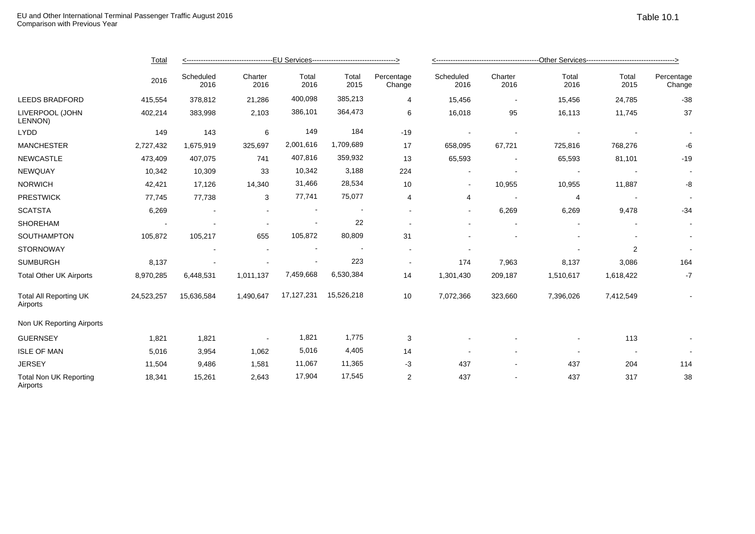EU and Other International Terminal Passenger Traffic August 2016
Comparison with Previous Year

Table 10.1

| | Total | EU Services | | | | | Other Services | | | | |
|---|---|---|---|---|---|---|---|---|---|---|---|
| | 2016 | Scheduled 2016 | Charter 2016 | Total 2016 | Total 2015 | Percentage Change | Scheduled 2016 | Charter 2016 | Total 2016 | Total 2015 | Percentage Change |
| LEEDS BRADFORD | 415,554 | 378,812 | 21,286 | 400,098 | 385,213 | 4 | 15,456 | - | 15,456 | 24,785 | -38 |
| LIVERPOOL (JOHN LENNON) | 402,214 | 383,998 | 2,103 | 386,101 | 364,473 | 6 | 16,018 | 95 | 16,113 | 11,745 | 37 |
| LYDD | 149 | 143 | 6 | 149 | 184 | -19 | - | - | - | - | - |
| MANCHESTER | 2,727,432 | 1,675,919 | 325,697 | 2,001,616 | 1,709,689 | 17 | 658,095 | 67,721 | 725,816 | 768,276 | -6 |
| NEWCASTLE | 473,409 | 407,075 | 741 | 407,816 | 359,932 | 13 | 65,593 | - | 65,593 | 81,101 | -19 |
| NEWQUAY | 10,342 | 10,309 | 33 | 10,342 | 3,188 | 224 | - | - | - | - | - |
| NORWICH | 42,421 | 17,126 | 14,340 | 31,466 | 28,534 | 10 | - | 10,955 | 10,955 | 11,887 | -8 |
| PRESTWICK | 77,745 | 77,738 | 3 | 77,741 | 75,077 | 4 | 4 | - | 4 | - | - |
| SCATSTA | 6,269 | - | - | - | - | - | - | 6,269 | 6,269 | 9,478 | -34 |
| SHOREHAM | - | - | - | - | 22 | - | - | - | - | - | - |
| SOUTHAMPTON | 105,872 | 105,217 | 655 | 105,872 | 80,809 | 31 | - | - | - | - | - |
| STORNOWAY | | - | - | - | - | - | - | | - | 2 | - |
| SUMBURGH | 8,137 | - | - | - | 223 | - | 174 | 7,963 | 8,137 | 3,086 | 164 |
| Total Other UK Airports | 8,970,285 | 6,448,531 | 1,011,137 | 7,459,668 | 6,530,384 | 14 | 1,301,430 | 209,187 | 1,510,617 | 1,618,422 | -7 |
| Total All Reporting UK Airports | 24,523,257 | 15,636,584 | 1,490,647 | 17,127,231 | 15,526,218 | 10 | 7,072,366 | 323,660 | 7,396,026 | 7,412,549 | - |
| Non UK Reporting Airports | | | | | | | | | | | |
| GUERNSEY | 1,821 | 1,821 | - | 1,821 | 1,775 | 3 | - | - | - | 113 | - |
| ISLE OF MAN | 5,016 | 3,954 | 1,062 | 5,016 | 4,405 | 14 | - | - | - | - | - |
| JERSEY | 11,504 | 9,486 | 1,581 | 11,067 | 11,365 | -3 | 437 | - | 437 | 204 | 114 |
| Total Non UK Reporting Airports | 18,341 | 15,261 | 2,643 | 17,904 | 17,545 | 2 | 437 | - | 437 | 317 | 38 |